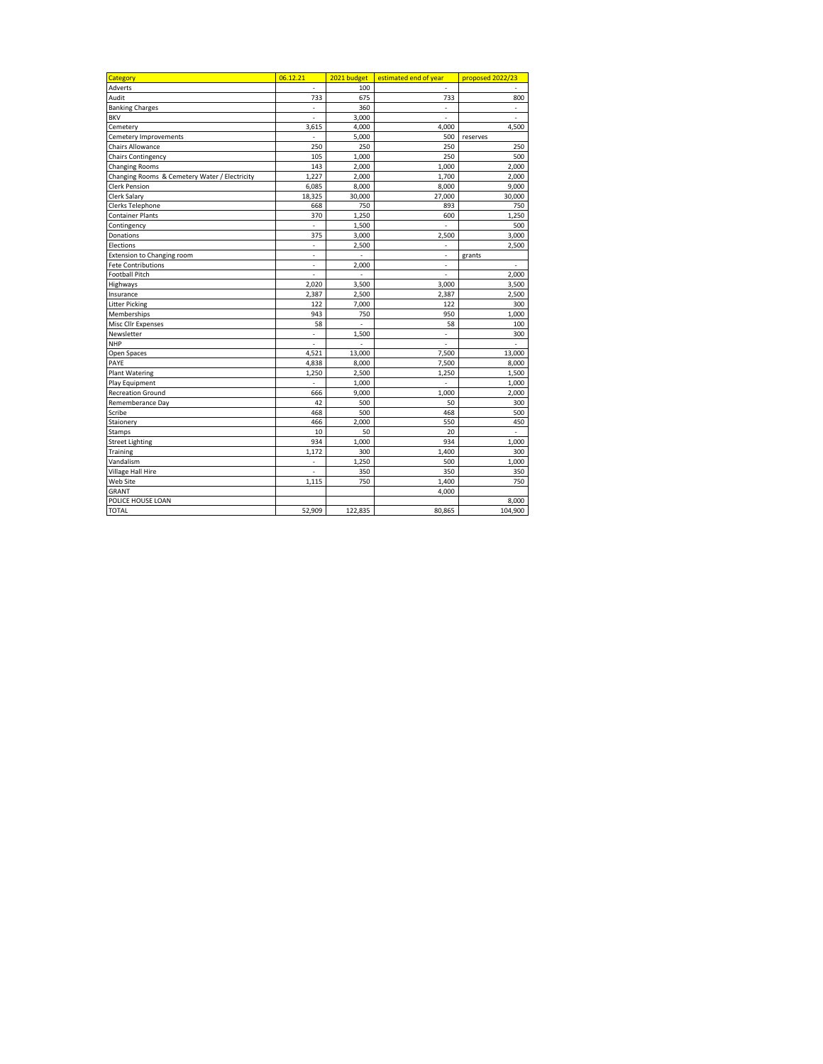| Category | 06.12.21 | 2021 budget | estimated end of year | proposed 2022/23 |
|---|---|---|---|---|
| Adverts | - | 100 | - | - |
| Audit | 733 | 675 | 733 | 800 |
| Banking Charges | - | 360 | - | - |
| BKV | - | 3,000 | - | - |
| Cemetery | 3,615 | 4,000 | 4,000 | 4,500 |
| Cemetery Improvements | - | 5,000 | 500 | reserves |
| Chairs Allowance | 250 | 250 | 250 | 250 |
| Chairs Contingency | 105 | 1,000 | 250 | 500 |
| Changing Rooms | 143 | 2,000 | 1,000 | 2,000 |
| Changing Rooms & Cemetery Water / Electricity | 1,227 | 2,000 | 1,700 | 2,000 |
| Clerk Pension | 6,085 | 8,000 | 8,000 | 9,000 |
| Clerk Salary | 18,325 | 30,000 | 27,000 | 30,000 |
| Clerks Telephone | 668 | 750 | 893 | 750 |
| Container Plants | 370 | 1,250 | 600 | 1,250 |
| Contingency | - | 1,500 | - | 500 |
| Donations | 375 | 3,000 | 2,500 | 3,000 |
| Elections | - | 2,500 | - | 2,500 |
| Extension to Changing room | - | - | - | grants |
| Fete Contributions | - | 2,000 | - | - |
| Football Pitch | - | - | - | 2,000 |
| Highways | 2,020 | 3,500 | 3,000 | 3,500 |
| Insurance | 2,387 | 2,500 | 2,387 | 2,500 |
| Litter Picking | 122 | 7,000 | 122 | 300 |
| Memberships | 943 | 750 | 950 | 1,000 |
| Misc Cllr Expenses | 58 | - | 58 | 100 |
| Newsletter | - | 1,500 | - | 300 |
| NHP | - | - | - | - |
| Open Spaces | 4,521 | 13,000 | 7,500 | 13,000 |
| PAYE | 4,838 | 8,000 | 7,500 | 8,000 |
| Plant Watering | 1,250 | 2,500 | 1,250 | 1,500 |
| Play Equipment | - | 1,000 | - | 1,000 |
| Recreation Ground | 666 | 9,000 | 1,000 | 2,000 |
| Rememberance Day | 42 | 500 | 50 | 300 |
| Scribe | 468 | 500 | 468 | 500 |
| Staionery | 466 | 2,000 | 550 | 450 |
| Stamps | 10 | 50 | 20 | - |
| Street Lighting | 934 | 1,000 | 934 | 1,000 |
| Training | 1,172 | 300 | 1,400 | 300 |
| Vandalism | - | 1,250 | 500 | 1,000 |
| Village Hall Hire | - | 350 | 350 | 350 |
| Web Site | 1,115 | 750 | 1,400 | 750 |
| GRANT | | | 4,000 | |
| POLICE HOUSE LOAN | | | | 8,000 |
| TOTAL | 52,909 | 122,835 | 80,865 | 104,900 |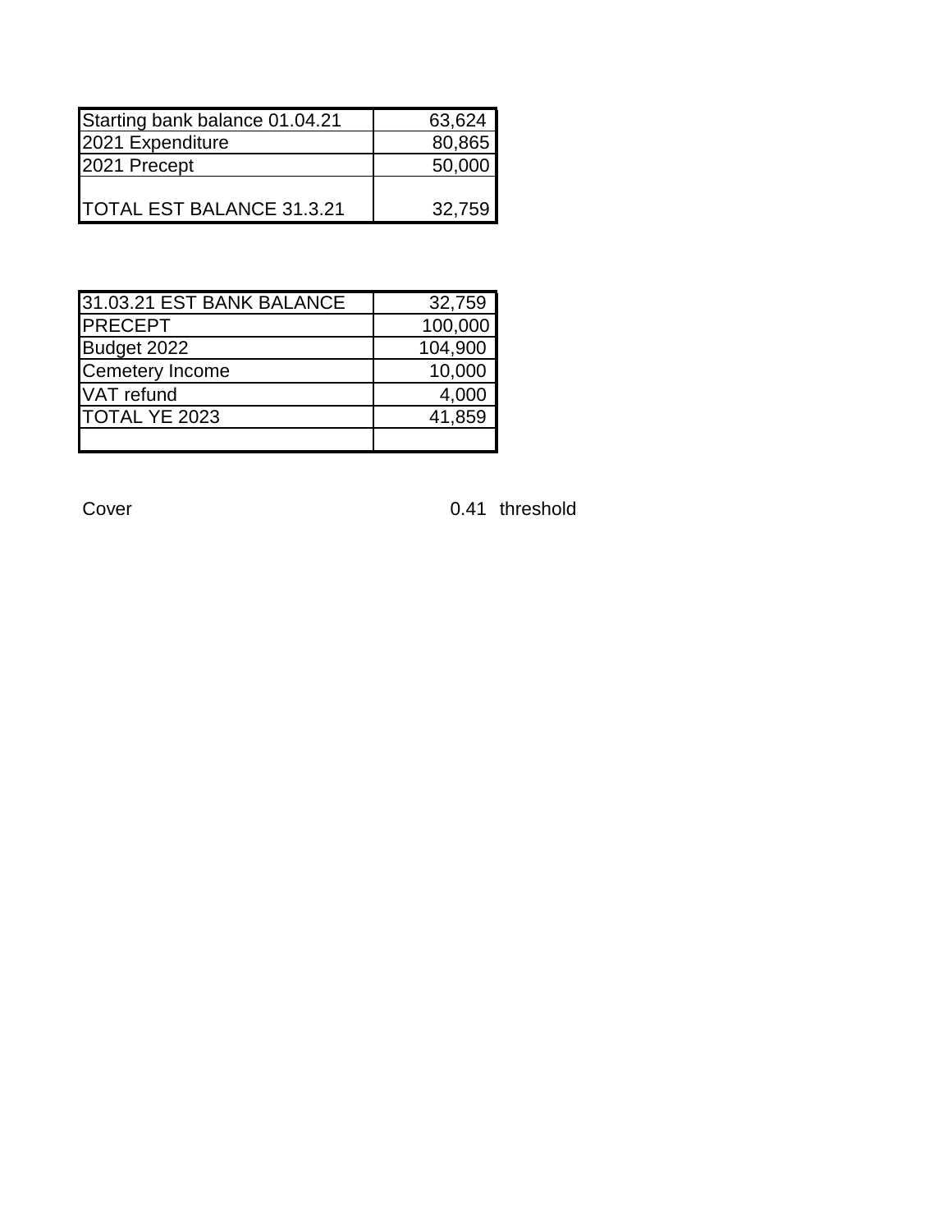| Starting bank balance 01.04.21 | 63,624 |
| --- | --- |
| 2021 Expenditure | 80,865 |
| 2021 Precept | 50,000 |
| TOTAL EST BALANCE 31.3.21 | 32,759 |

| 31.03.21 EST BANK BALANCE | 32,759 |
| --- | --- |
| PRECEPT | 100,000 |
| Budget 2022 | 104,900 |
| Cemetery Income | 10,000 |
| VAT refund | 4,000 |
| TOTAL YE 2023 | 41,859 |
| | |

Cover 0.41 threshold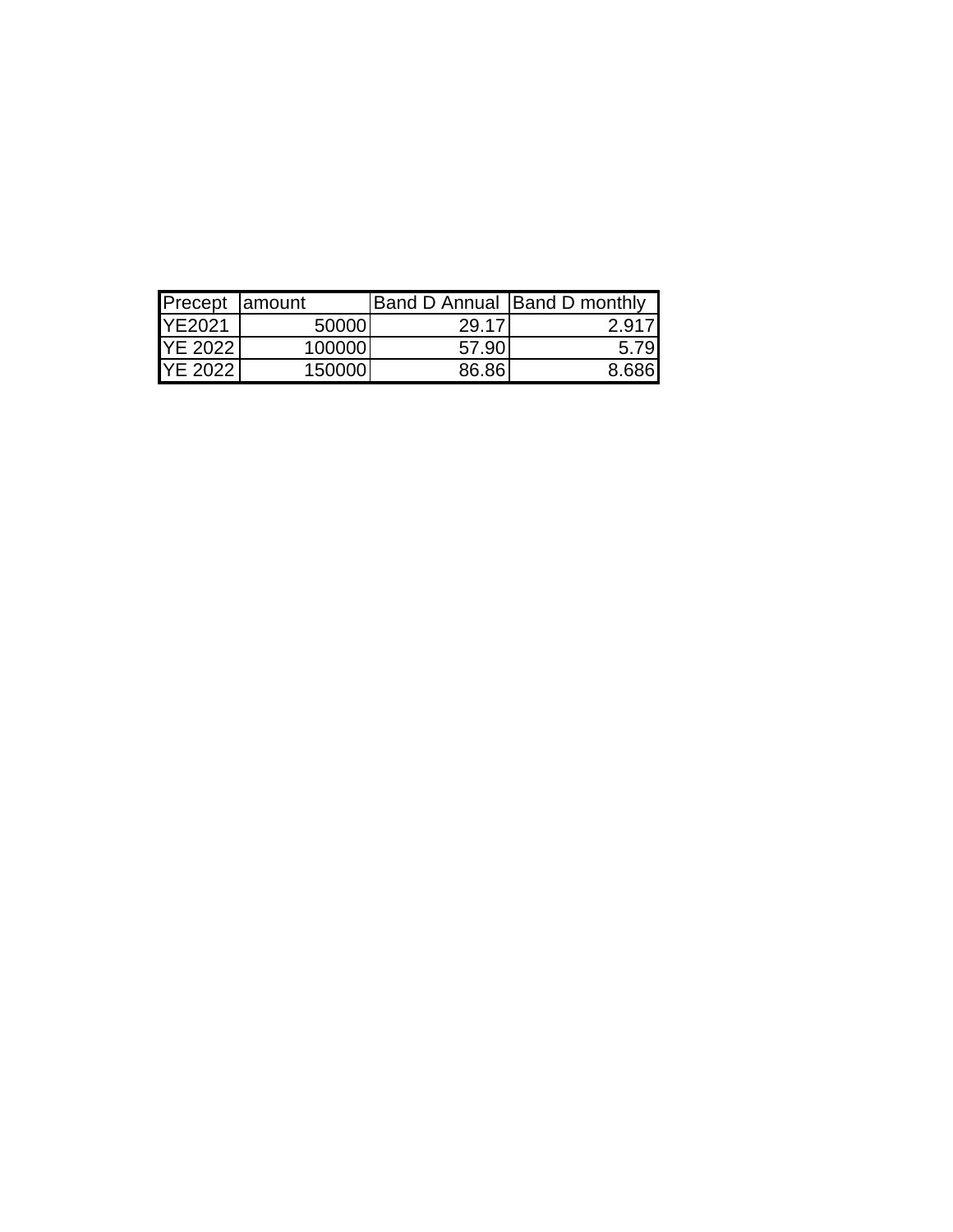| Precept | amount | Band D Annual | Band D monthly |
| --- | --- | --- | --- |
| YE2021 | 50000 | 29.17 | 2.917 |
| YE 2022 | 100000 | 57.90 | 5.79 |
| YE 2022 | 150000 | 86.86 | 8.686 |